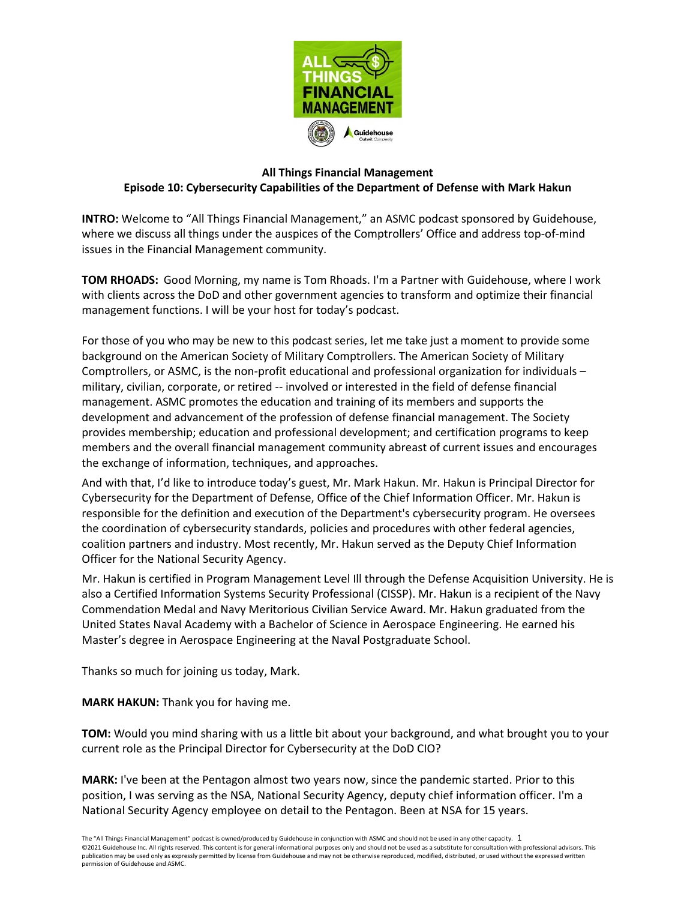## All Things Financial Management
### Episode 10: Cybersecurity Capabilities of the Department of Defense with Mark Hakun

**INTRO:** Welcome to "All Things Financial Management," an ASMC podcast sponsored by Guidehouse, where we discuss all things under the auspices of the Comptrollers' Office and address top-of-mind issues in the Financial Management community.

**TOM RHOADS:** Good Morning, my name is Tom Rhoads. I'm a Partner with Guidehouse, where I work with clients across the DoD and other government agencies to transform and optimize their financial management functions. I will be your host for today's podcast.

For those of you who may be new to this podcast series, let me take just a moment to provide some background on the American Society of Military Comptrollers. The American Society of Military Comptrollers, or ASMC, is the non-profit educational and professional organization for individuals – military, civilian, corporate, or retired -- involved or interested in the field of defense financial management. ASMC promotes the education and training of its members and supports the development and advancement of the profession of defense financial management. The Society provides membership; education and professional development; and certification programs to keep members and the overall financial management community abreast of current issues and encourages the exchange of information, techniques, and approaches.

And with that, I'd like to introduce today's guest, Mr. Mark Hakun. Mr. Hakun is Principal Director for Cybersecurity for the Department of Defense, Office of the Chief Information Officer. Mr. Hakun is responsible for the definition and execution of the Department's cybersecurity program. He oversees the coordination of cybersecurity standards, policies and procedures with other federal agencies, coalition partners and industry. Most recently, Mr. Hakun served as the Deputy Chief Information Officer for the National Security Agency.

Mr. Hakun is certified in Program Management Level III through the Defense Acquisition University. He is also a Certified Information Systems Security Professional (CISSP). Mr. Hakun is a recipient of the Navy Commendation Medal and Navy Meritorious Civilian Service Award. Mr. Hakun graduated from the United States Naval Academy with a Bachelor of Science in Aerospace Engineering. He earned his Master's degree in Aerospace Engineering at the Naval Postgraduate School.

Thanks so much for joining us today, Mark.

**MARK HAKUN:** Thank you for having me.

**TOM:** Would you mind sharing with us a little bit about your background, and what brought you to your current role as the Principal Director for Cybersecurity at the DoD CIO?

**MARK:** I've been at the Pentagon almost two years now, since the pandemic started. Prior to this position, I was serving as the NSA, National Security Agency, deputy chief information officer. I'm a National Security Agency employee on detail to the Pentagon. Been at NSA for 15 years.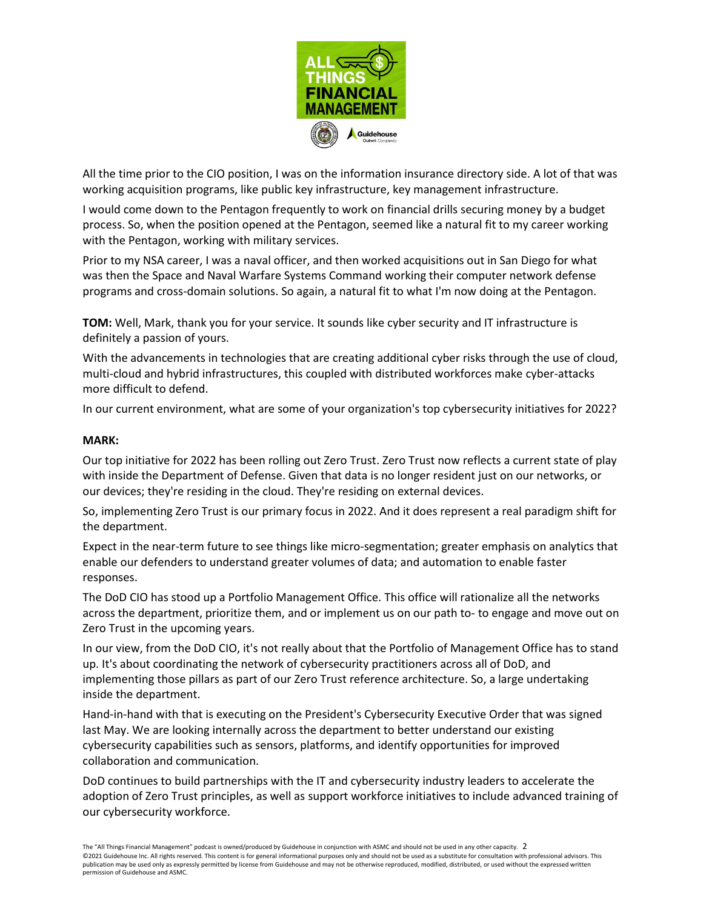All the time prior to the CIO position, I was on the information insurance directory side. A lot of that was working acquisition programs, like public key infrastructure, key management infrastructure.

I would come down to the Pentagon frequently to work on financial drills securing money by a budget process. So, when the position opened at the Pentagon, seemed like a natural fit to my career working with the Pentagon, working with military services.

Prior to my NSA career, I was a naval officer, and then worked acquisitions out in San Diego for what was then the Space and Naval Warfare Systems Command working their computer network defense programs and cross-domain solutions. So again, a natural fit to what I'm now doing at the Pentagon.

**TOM:** Well, Mark, thank you for your service. It sounds like cyber security and IT infrastructure is definitely a passion of yours.

With the advancements in technologies that are creating additional cyber risks through the use of cloud, multi-cloud and hybrid infrastructures, this coupled with distributed workforces make cyber-attacks more difficult to defend.

In our current environment, what are some of your organization's top cybersecurity initiatives for 2022?

**MARK:**

Our top initiative for 2022 has been rolling out Zero Trust. Zero Trust now reflects a current state of play with inside the Department of Defense. Given that data is no longer resident just on our networks, or our devices; they're residing in the cloud. They're residing on external devices.

So, implementing Zero Trust is our primary focus in 2022. And it does represent a real paradigm shift for the department.

Expect in the near-term future to see things like micro-segmentation; greater emphasis on analytics that enable our defenders to understand greater volumes of data; and automation to enable faster responses.

The DoD CIO has stood up a Portfolio Management Office. This office will rationalize all the networks across the department, prioritize them, and or implement us on our path to- to engage and move out on Zero Trust in the upcoming years.

In our view, from the DoD CIO, it's not really about that the Portfolio of Management Office has to stand up. It's about coordinating the network of cybersecurity practitioners across all of DoD, and implementing those pillars as part of our Zero Trust reference architecture. So, a large undertaking inside the department.

Hand-in-hand with that is executing on the President's Cybersecurity Executive Order that was signed last May. We are looking internally across the department to better understand our existing cybersecurity capabilities such as sensors, platforms, and identify opportunities for improved collaboration and communication.

DoD continues to build partnerships with the IT and cybersecurity industry leaders to accelerate the adoption of Zero Trust principles, as well as support workforce initiatives to include advanced training of our cybersecurity workforce.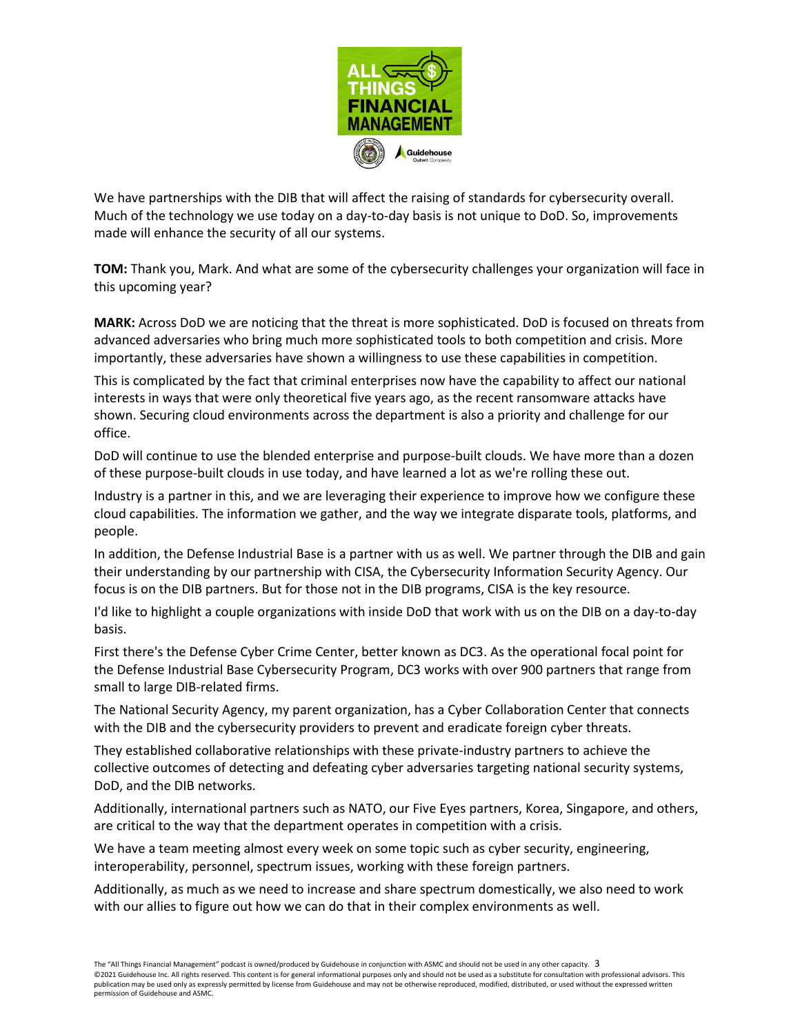We have partnerships with the DIB that will affect the raising of standards for cybersecurity overall. Much of the technology we use today on a day-to-day basis is not unique to DoD. So, improvements made will enhance the security of all our systems.

**TOM:** Thank you, Mark. And what are some of the cybersecurity challenges your organization will face in this upcoming year?

**MARK:** Across DoD we are noticing that the threat is more sophisticated. DoD is focused on threats from advanced adversaries who bring much more sophisticated tools to both competition and crisis. More importantly, these adversaries have shown a willingness to use these capabilities in competition.

This is complicated by the fact that criminal enterprises now have the capability to affect our national interests in ways that were only theoretical five years ago, as the recent ransomware attacks have shown. Securing cloud environments across the department is also a priority and challenge for our office.

DoD will continue to use the blended enterprise and purpose-built clouds. We have more than a dozen of these purpose-built clouds in use today, and have learned a lot as we're rolling these out.

Industry is a partner in this, and we are leveraging their experience to improve how we configure these cloud capabilities. The information we gather, and the way we integrate disparate tools, platforms, and people.

In addition, the Defense Industrial Base is a partner with us as well. We partner through the DIB and gain their understanding by our partnership with CISA, the Cybersecurity Information Security Agency. Our focus is on the DIB partners. But for those not in the DIB programs, CISA is the key resource.

I'd like to highlight a couple organizations with inside DoD that work with us on the DIB on a day-to-day basis.

First there's the Defense Cyber Crime Center, better known as DC3. As the operational focal point for the Defense Industrial Base Cybersecurity Program, DC3 works with over 900 partners that range from small to large DIB-related firms.

The National Security Agency, my parent organization, has a Cyber Collaboration Center that connects with the DIB and the cybersecurity providers to prevent and eradicate foreign cyber threats.

They established collaborative relationships with these private-industry partners to achieve the collective outcomes of detecting and defeating cyber adversaries targeting national security systems, DoD, and the DIB networks.

Additionally, international partners such as NATO, our Five Eyes partners, Korea, Singapore, and others, are critical to the way that the department operates in competition with a crisis.

We have a team meeting almost every week on some topic such as cyber security, engineering, interoperability, personnel, spectrum issues, working with these foreign partners.

Additionally, as much as we need to increase and share spectrum domestically, we also need to work with our allies to figure out how we can do that in their complex environments as well.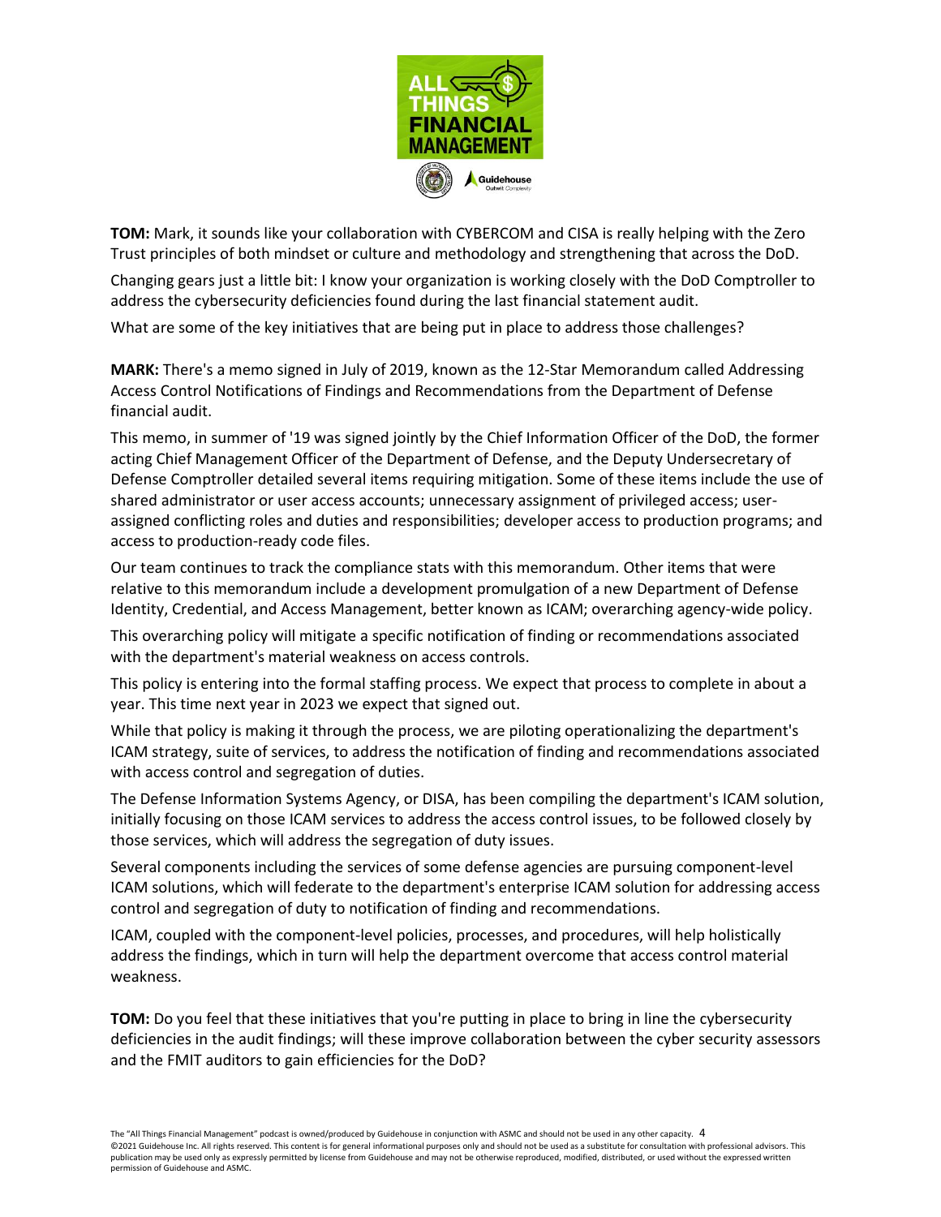**TOM:** Mark, it sounds like your collaboration with CYBERCOM and CISA is really helping with the Zero Trust principles of both mindset or culture and methodology and strengthening that across the DoD.

Changing gears just a little bit: I know your organization is working closely with the DoD Comptroller to address the cybersecurity deficiencies found during the last financial statement audit.

What are some of the key initiatives that are being put in place to address those challenges?

**MARK:** There's a memo signed in July of 2019, known as the 12-Star Memorandum called Addressing Access Control Notifications of Findings and Recommendations from the Department of Defense financial audit.

This memo, in summer of '19 was signed jointly by the Chief Information Officer of the DoD, the former acting Chief Management Officer of the Department of Defense, and the Deputy Undersecretary of Defense Comptroller detailed several items requiring mitigation. Some of these items include the use of shared administrator or user access accounts; unnecessary assignment of privileged access; user-assigned conflicting roles and duties and responsibilities; developer access to production programs; and access to production-ready code files.

Our team continues to track the compliance stats with this memorandum. Other items that were relative to this memorandum include a development promulgation of a new Department of Defense Identity, Credential, and Access Management, better known as ICAM; overarching agency-wide policy.

This overarching policy will mitigate a specific notification of finding or recommendations associated with the department's material weakness on access controls.

This policy is entering into the formal staffing process. We expect that process to complete in about a year. This time next year in 2023 we expect that signed out.

While that policy is making it through the process, we are piloting operationalizing the department's ICAM strategy, suite of services, to address the notification of finding and recommendations associated with access control and segregation of duties.

The Defense Information Systems Agency, or DISA, has been compiling the department's ICAM solution, initially focusing on those ICAM services to address the access control issues, to be followed closely by those services, which will address the segregation of duty issues.

Several components including the services of some defense agencies are pursuing component-level ICAM solutions, which will federate to the department's enterprise ICAM solution for addressing access control and segregation of duty to notification of finding and recommendations.

ICAM, coupled with the component-level policies, processes, and procedures, will help holistically address the findings, which in turn will help the department overcome that access control material weakness.

**TOM:** Do you feel that these initiatives that you're putting in place to bring in line the cybersecurity deficiencies in the audit findings; will these improve collaboration between the cyber security assessors and the FMIT auditors to gain efficiencies for the DoD?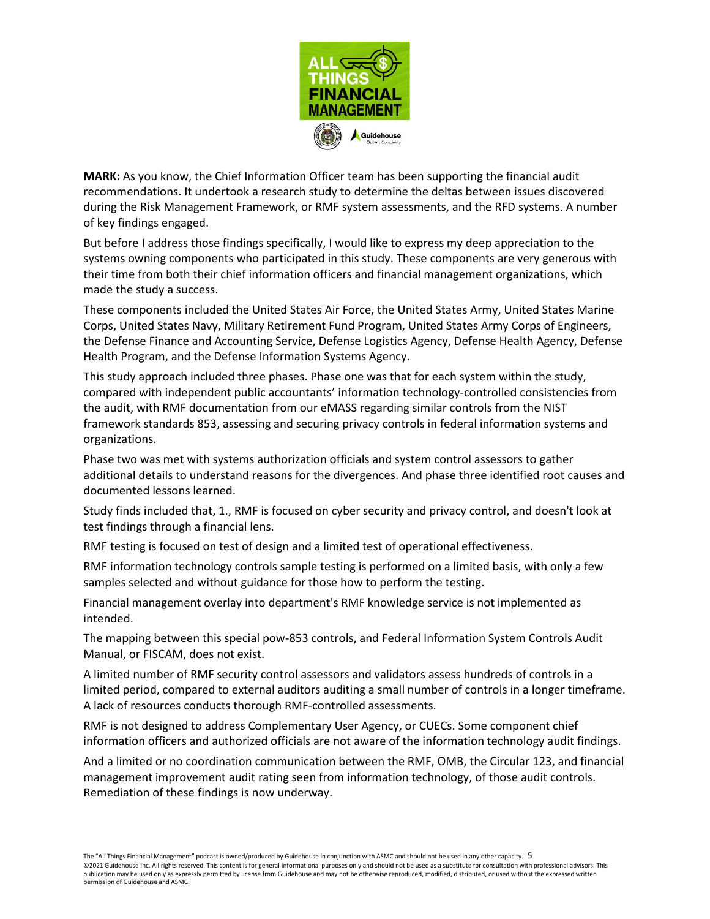**MARK:** As you know, the Chief Information Officer team has been supporting the financial audit recommendations. It undertook a research study to determine the deltas between issues discovered during the Risk Management Framework, or RMF system assessments, and the RFD systems. A number of key findings engaged.

But before I address those findings specifically, I would like to express my deep appreciation to the systems owning components who participated in this study. These components are very generous with their time from both their chief information officers and financial management organizations, which made the study a success.

These components included the United States Air Force, the United States Army, United States Marine Corps, United States Navy, Military Retirement Fund Program, United States Army Corps of Engineers, the Defense Finance and Accounting Service, Defense Logistics Agency, Defense Health Agency, Defense Health Program, and the Defense Information Systems Agency.

This study approach included three phases. Phase one was that for each system within the study, compared with independent public accountants' information technology-controlled consistencies from the audit, with RMF documentation from our eMASS regarding similar controls from the NIST framework standards 853, assessing and securing privacy controls in federal information systems and organizations.

Phase two was met with systems authorization officials and system control assessors to gather additional details to understand reasons for the divergences. And phase three identified root causes and documented lessons learned.

Study finds included that, 1., RMF is focused on cyber security and privacy control, and doesn't look at test findings through a financial lens.

RMF testing is focused on test of design and a limited test of operational effectiveness.

RMF information technology controls sample testing is performed on a limited basis, with only a few samples selected and without guidance for those how to perform the testing.

Financial management overlay into department's RMF knowledge service is not implemented as intended.

The mapping between this special pow-853 controls, and Federal Information System Controls Audit Manual, or FISCAM, does not exist.

A limited number of RMF security control assessors and validators assess hundreds of controls in a limited period, compared to external auditors auditing a small number of controls in a longer timeframe. A lack of resources conducts thorough RMF-controlled assessments.

RMF is not designed to address Complementary User Agency, or CUECs. Some component chief information officers and authorized officials are not aware of the information technology audit findings.

And a limited or no coordination communication between the RMF, OMB, the Circular 123, and financial management improvement audit rating seen from information technology, of those audit controls. Remediation of these findings is now underway.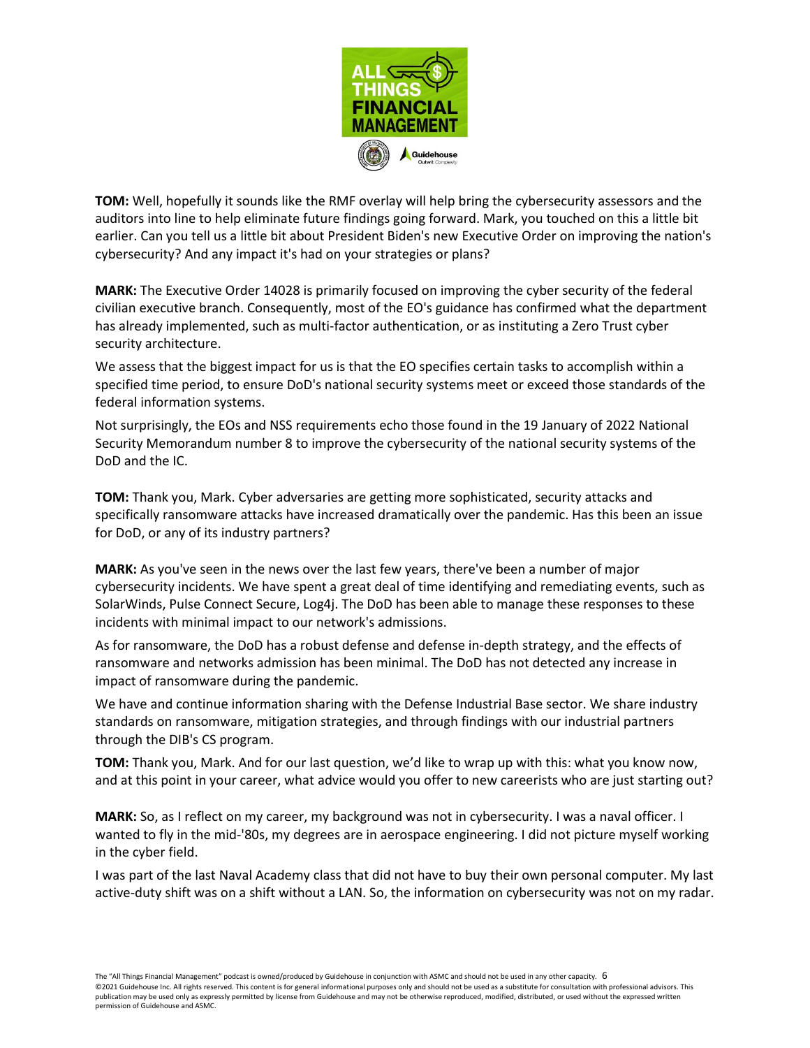**TOM:** Well, hopefully it sounds like the RMF overlay will help bring the cybersecurity assessors and the auditors into line to help eliminate future findings going forward. Mark, you touched on this a little bit earlier. Can you tell us a little bit about President Biden's new Executive Order on improving the nation's cybersecurity? And any impact it's had on your strategies or plans?

**MARK:** The Executive Order 14028 is primarily focused on improving the cyber security of the federal civilian executive branch. Consequently, most of the EO's guidance has confirmed what the department has already implemented, such as multi-factor authentication, or as instituting a Zero Trust cyber security architecture.

We assess that the biggest impact for us is that the EO specifies certain tasks to accomplish within a specified time period, to ensure DoD's national security systems meet or exceed those standards of the federal information systems.

Not surprisingly, the EOs and NSS requirements echo those found in the 19 January of 2022 National Security Memorandum number 8 to improve the cybersecurity of the national security systems of the DoD and the IC.

**TOM:** Thank you, Mark. Cyber adversaries are getting more sophisticated, security attacks and specifically ransomware attacks have increased dramatically over the pandemic. Has this been an issue for DoD, or any of its industry partners?

**MARK:** As you've seen in the news over the last few years, there've been a number of major cybersecurity incidents. We have spent a great deal of time identifying and remediating events, such as SolarWinds, Pulse Connect Secure, Log4j. The DoD has been able to manage these responses to these incidents with minimal impact to our network's admissions.

As for ransomware, the DoD has a robust defense and defense in-depth strategy, and the effects of ransomware and networks admission has been minimal. The DoD has not detected any increase in impact of ransomware during the pandemic.

We have and continue information sharing with the Defense Industrial Base sector. We share industry standards on ransomware, mitigation strategies, and through findings with our industrial partners through the DIB's CS program.

**TOM:** Thank you, Mark. And for our last question, we'd like to wrap up with this: what you know now, and at this point in your career, what advice would you offer to new careerists who are just starting out?

**MARK:** So, as I reflect on my career, my background was not in cybersecurity. I was a naval officer. I wanted to fly in the mid-'80s, my degrees are in aerospace engineering. I did not picture myself working in the cyber field.

I was part of the last Naval Academy class that did not have to buy their own personal computer. My last active-duty shift was on a shift without a LAN. So, the information on cybersecurity was not on my radar.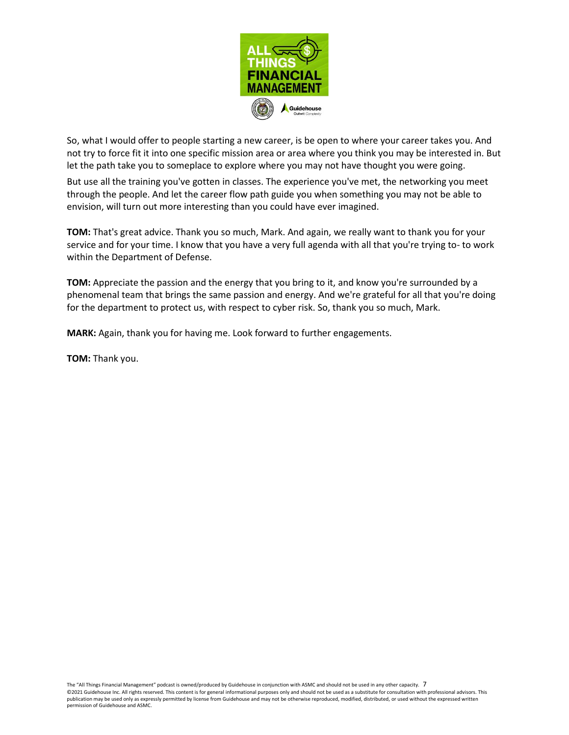So, what I would offer to people starting a new career, is be open to where your career takes you. And not try to force fit it into one specific mission area or area where you think you may be interested in. But let the path take you to someplace to explore where you may not have thought you were going.

But use all the training you've gotten in classes. The experience you've met, the networking you meet through the people. And let the career flow path guide you when something you may not be able to envision, will turn out more interesting than you could have ever imagined.

**TOM:** That's great advice. Thank you so much, Mark. And again, we really want to thank you for your service and for your time. I know that you have a very full agenda with all that you're trying to- to work within the Department of Defense.

**TOM:** Appreciate the passion and the energy that you bring to it, and know you're surrounded by a phenomenal team that brings the same passion and energy. And we're grateful for all that you're doing for the department to protect us, with respect to cyber risk. So, thank you so much, Mark.

**MARK:** Again, thank you for having me. Look forward to further engagements.

**TOM:** Thank you.